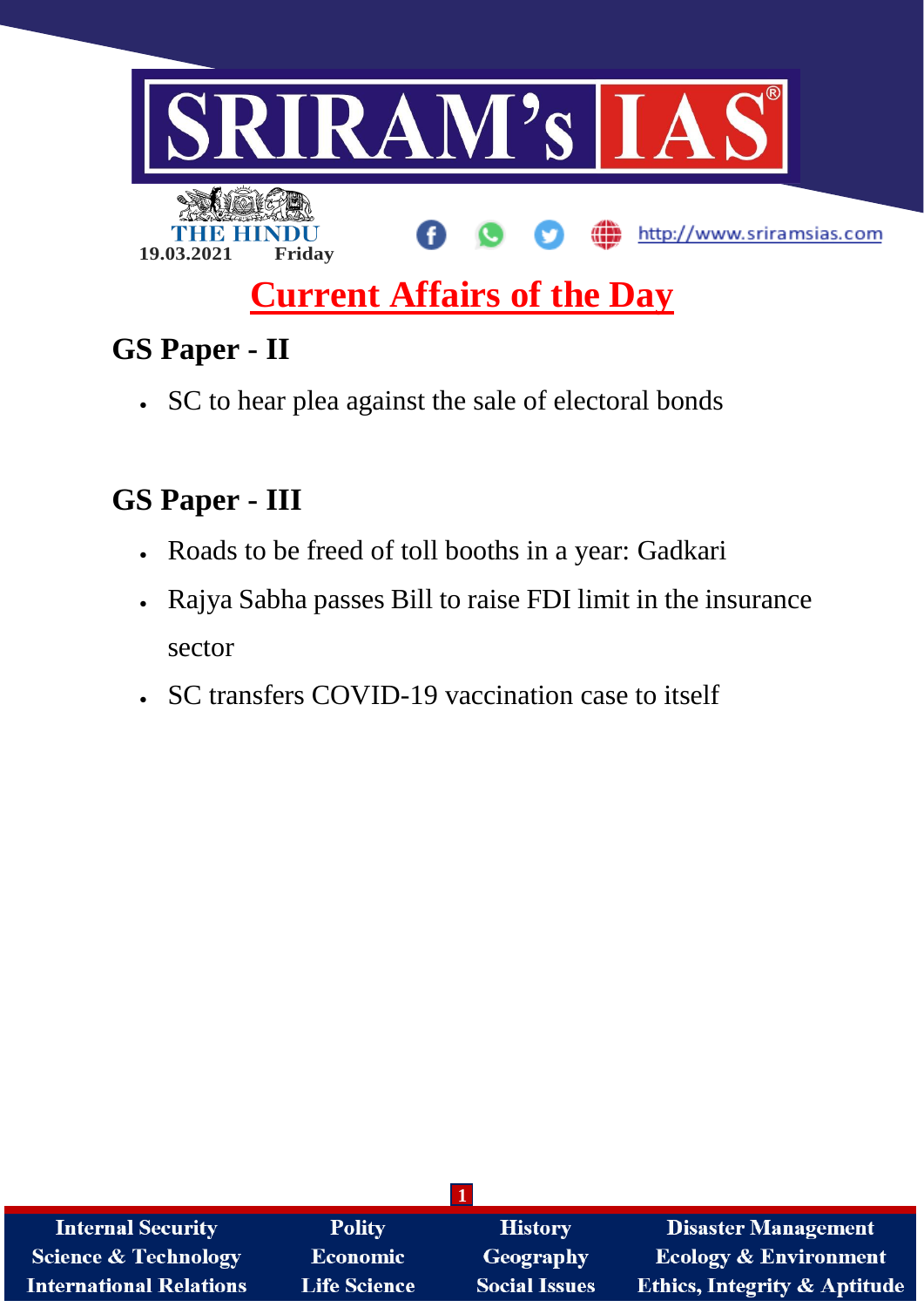# SRIRAM's IAS

THE HINDU

19.03.2021 Friday

http://www.sriramsias.com

## Current Affairs of the Day

### GS Paper - II

- SC to hear plea against the sale of electoral bonds

### GS Paper - III

- Roads to be freed of toll booths in a year: Gadkari
- Rajya Sabha passes Bill to raise FDI limit in the insurance sector
- SC transfers COVID-19 vaccination case to itself

| Internal Security | Polity | History | Disaster Management |
|---|---|---|---|
| Science & Technology | Economic | Geography | Ecology & Environment |
| International Relations | Life Science | Social Issues | Ethics, Integrity & Aptitude |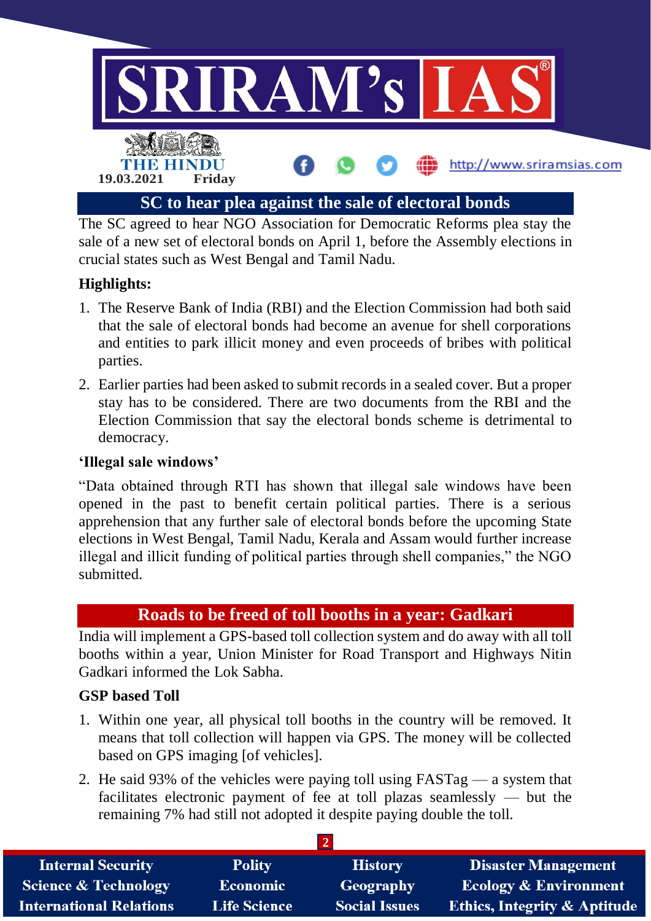## SC to hear plea against the sale of electoral bonds

The SC agreed to hear NGO Association for Democratic Reforms plea stay the sale of a new set of electoral bonds on April 1, before the Assembly elections in crucial states such as West Bengal and Tamil Nadu.

**Highlights:**

1. The Reserve Bank of India (RBI) and the Election Commission had both said that the sale of electoral bonds had become an avenue for shell corporations and entities to park illicit money and even proceeds of bribes with political parties.
2. Earlier parties had been asked to submit records in a sealed cover. But a proper stay has to be considered. There are two documents from the RBI and the Election Commission that say the electoral bonds scheme is detrimental to democracy.

**'Illegal sale windows'**

"Data obtained through RTI has shown that illegal sale windows have been opened in the past to benefit certain political parties. There is a serious apprehension that any further sale of electoral bonds before the upcoming State elections in West Bengal, Tamil Nadu, Kerala and Assam would further increase illegal and illicit funding of political parties through shell companies," the NGO submitted.

## Roads to be freed of toll booths in a year: Gadkari

India will implement a GPS-based toll collection system and do away with all toll booths within a year, Union Minister for Road Transport and Highways Nitin Gadkari informed the Lok Sabha.

**GSP based Toll**

1. Within one year, all physical toll booths in the country will be removed. It means that toll collection will happen via GPS. The money will be collected based on GPS imaging [of vehicles].
2. He said 93% of the vehicles were paying toll using FASTag — a system that facilitates electronic payment of fee at toll plazas seamlessly — but the remaining 7% had still not adopted it despite paying double the toll.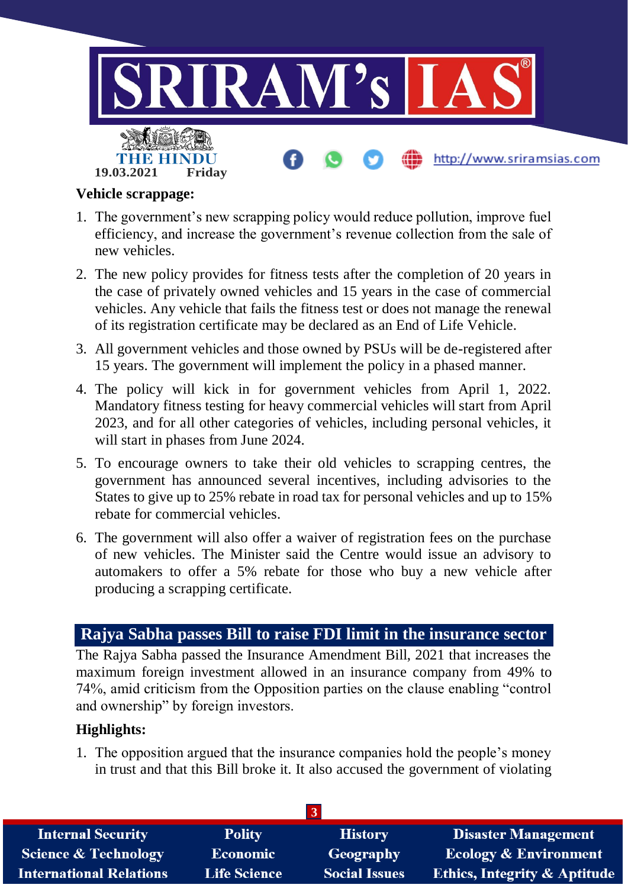**Vehicle scrappage:**

1. The government's new scrapping policy would reduce pollution, improve fuel efficiency, and increase the government's revenue collection from the sale of new vehicles.
2. The new policy provides for fitness tests after the completion of 20 years in the case of privately owned vehicles and 15 years in the case of commercial vehicles. Any vehicle that fails the fitness test or does not manage the renewal of its registration certificate may be declared as an End of Life Vehicle.
3. All government vehicles and those owned by PSUs will be de-registered after 15 years. The government will implement the policy in a phased manner.
4. The policy will kick in for government vehicles from April 1, 2022. Mandatory fitness testing for heavy commercial vehicles will start from April 2023, and for all other categories of vehicles, including personal vehicles, it will start in phases from June 2024.
5. To encourage owners to take their old vehicles to scrapping centres, the government has announced several incentives, including advisories to the States to give up to 25% rebate in road tax for personal vehicles and up to 15% rebate for commercial vehicles.
6. The government will also offer a waiver of registration fees on the purchase of new vehicles. The Minister said the Centre would issue an advisory to automakers to offer a 5% rebate for those who buy a new vehicle after producing a scrapping certificate.

## Rajya Sabha passes Bill to raise FDI limit in the insurance sector

The Rajya Sabha passed the Insurance Amendment Bill, 2021 that increases the maximum foreign investment allowed in an insurance company from 49% to 74%, amid criticism from the Opposition parties on the clause enabling "control and ownership" by foreign investors.

**Highlights:**

1. The opposition argued that the insurance companies hold the people's money in trust and that this Bill broke it. It also accused the government of violating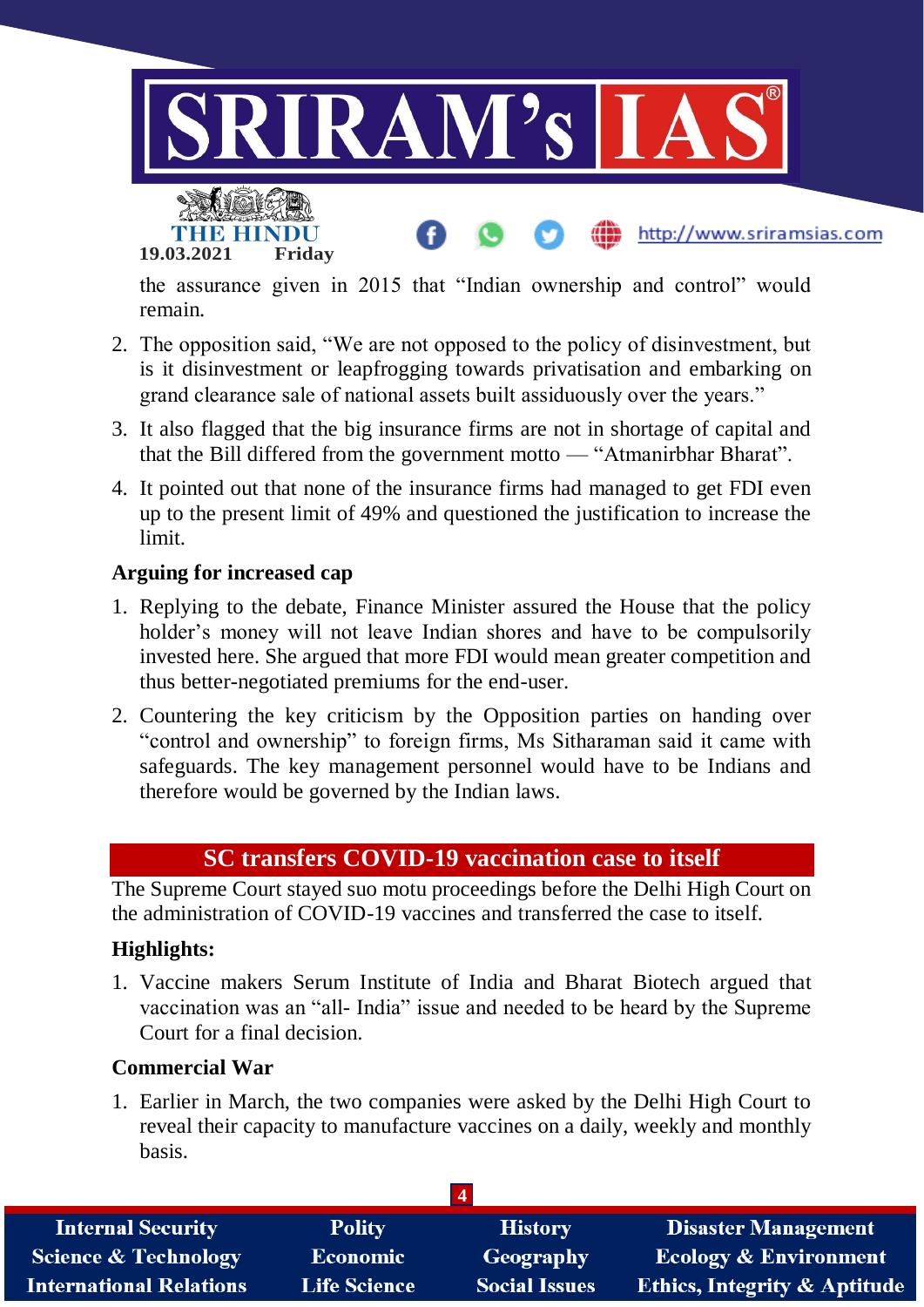the assurance given in 2015 that "Indian ownership and control" would remain.

2. The opposition said, "We are not opposed to the policy of disinvestment, but is it disinvestment or leapfrogging towards privatisation and embarking on grand clearance sale of national assets built assiduously over the years."
3. It also flagged that the big insurance firms are not in shortage of capital and that the Bill differed from the government motto — "Atmanirbhar Bharat".
4. It pointed out that none of the insurance firms had managed to get FDI even up to the present limit of 49% and questioned the justification to increase the limit.

**Arguing for increased cap**

1. Replying to the debate, Finance Minister assured the House that the policy holder's money will not leave Indian shores and have to be compulsorily invested here. She argued that more FDI would mean greater competition and thus better-negotiated premiums for the end-user.
2. Countering the key criticism by the Opposition parties on handing over "control and ownership" to foreign firms, Ms Sitharaman said it came with safeguards. The key management personnel would have to be Indians and therefore would be governed by the Indian laws.

## SC transfers COVID-19 vaccination case to itself

The Supreme Court stayed suo motu proceedings before the Delhi High Court on the administration of COVID-19 vaccines and transferred the case to itself.

**Highlights:**

1. Vaccine makers Serum Institute of India and Bharat Biotech argued that vaccination was an "all- India" issue and needed to be heard by the Supreme Court for a final decision.

**Commercial War**

1. Earlier in March, the two companies were asked by the Delhi High Court to reveal their capacity to manufacture vaccines on a daily, weekly and monthly basis.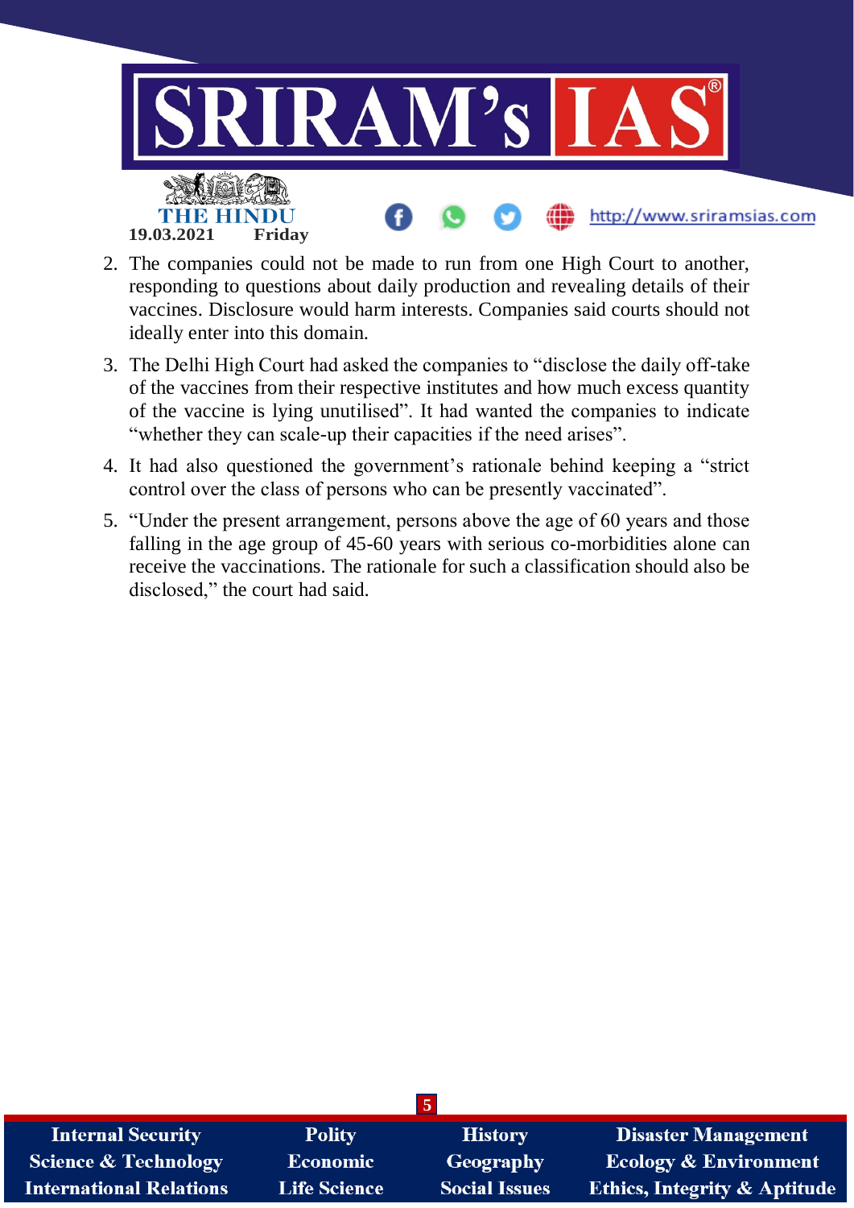2. The companies could not be made to run from one High Court to another, responding to questions about daily production and revealing details of their vaccines. Disclosure would harm interests. Companies said courts should not ideally enter into this domain.
3. The Delhi High Court had asked the companies to "disclose the daily off-take of the vaccines from their respective institutes and how much excess quantity of the vaccine is lying unutilised". It had wanted the companies to indicate "whether they can scale-up their capacities if the need arises".
4. It had also questioned the government's rationale behind keeping a "strict control over the class of persons who can be presently vaccinated".
5. "Under the present arrangement, persons above the age of 60 years and those falling in the age group of 45-60 years with serious co-morbidities alone can receive the vaccinations. The rationale for such a classification should also be disclosed," the court had said.